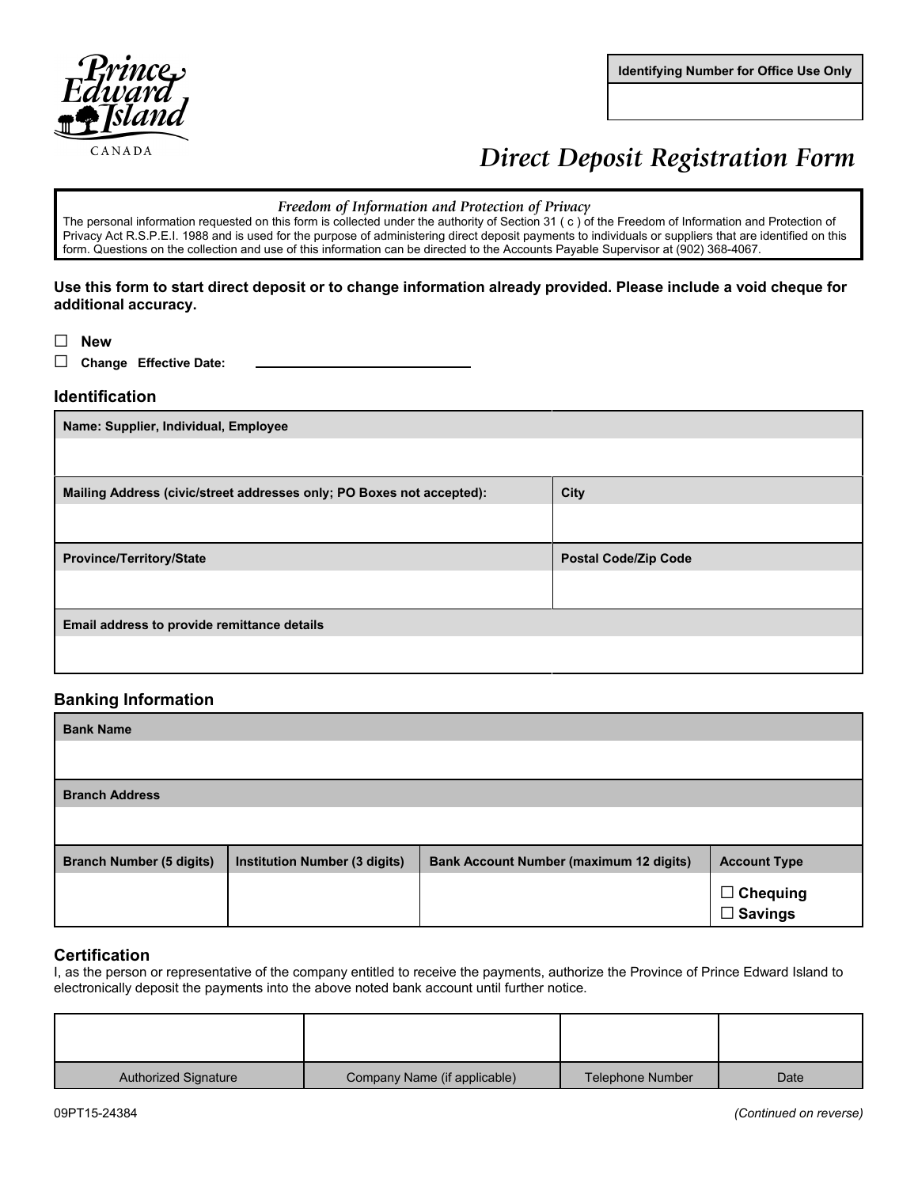Prince Edward Island
CANADA

| Identifying Number for Office Use Only |
|---|
| |

# Direct Deposit Registration Form

*Freedom of Information and Protection of Privacy*

The personal information requested on this form is collected under the authority of Section 31 ( c ) of the Freedom of Information and Protection of Privacy Act R.S.P.E.I. 1988 and is used for the purpose of administering direct deposit payments to individuals or suppliers that are identified on this form. Questions on the collection and use of this information can be directed to the Accounts Payable Supervisor at (902) 368-4067.

**Use this form to start direct deposit or to change information already provided. Please include a void cheque for additional accuracy.**

☐ **New**

☐ **Change Effective Date:** ______________________

## Identification

| Name: Supplier, Individual, Employee | |
|---|---|
| | |
| **Mailing Address (civic/street addresses only; PO Boxes not accepted):** | **City** |
| | |
| **Province/Territory/State** | **Postal Code/Zip Code** |
| | |
| **Email address to provide remittance details** | |
| | |

## Banking Information

| Bank Name | | | |
|---|---|---|---|
| | | | |
| **Branch Address** | | | |
| | | | |
| **Branch Number (5 digits)** | **Institution Number (3 digits)** | **Bank Account Number (maximum 12 digits)** | **Account Type** |
| | | | ☐ **Chequing** ☐ **Savings** |

## Certification

I, as the person or representative of the company entitled to receive the payments, authorize the Province of Prince Edward Island to electronically deposit the payments into the above noted bank account until further notice.

| | | | |
|---|---|---|---|
| Authorized Signature | Company Name (if applicable) | Telephone Number | Date |

09PT15-24384

*(Continued on reverse)*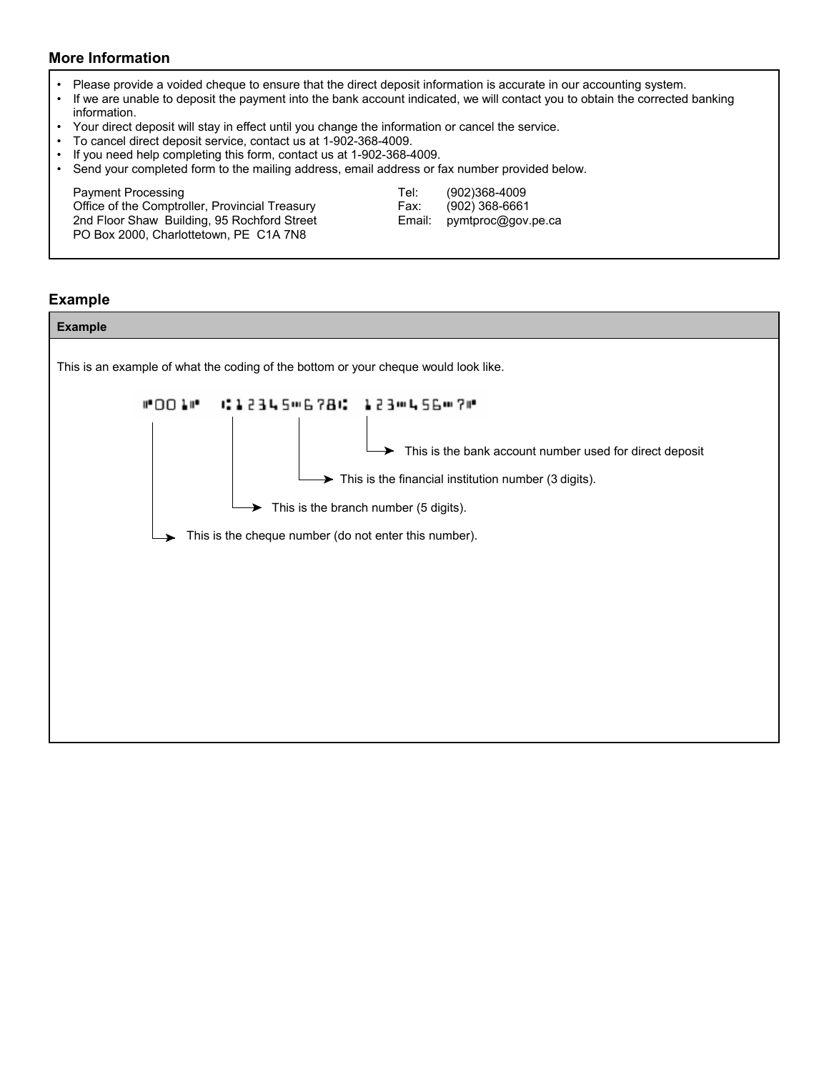## More Information

- Please provide a voided cheque to ensure that the direct deposit information is accurate in our accounting system.
- If we are unable to deposit the payment into the bank account indicated, we will contact you to obtain the corrected banking information.
- Your direct deposit will stay in effect until you change the information or cancel the service.
- To cancel direct deposit service, contact us at 1-902-368-4009.
- If you need help completing this form, contact us at 1-902-368-4009.
- Send your completed form to the mailing address, email address or fax number provided below.

Payment Processing
Office of the Comptroller, Provincial Treasury
2nd Floor Shaw Building, 95 Rochford Street
PO Box 2000, Charlottetown, PE C1A 7N8

Tel: (902)368-4009
Fax: (902) 368-6661
Email: pymtproc@gov.pe.ca

## Example

**Example**

This is an example of what the coding of the bottom or your cheque would look like.

⑈001⑈ ⑆12345⑉678⑆ 123⑉456⑉7⑈

This is the bank account number used for direct deposit

This is the financial institution number (3 digits).

This is the branch number (5 digits).

This is the cheque number (do not enter this number).